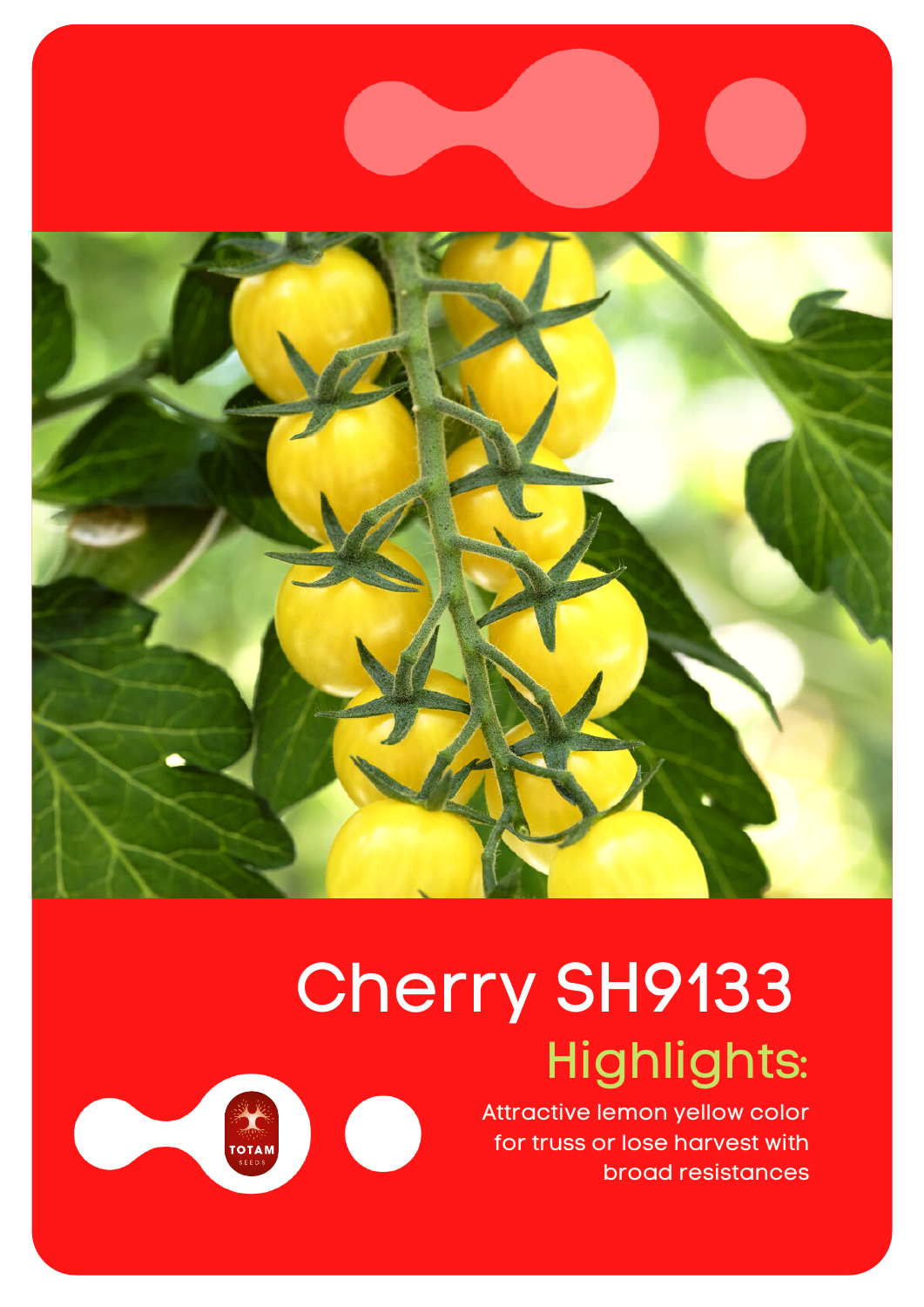# Cherry SH9133

## Highlights:

Attractive lemon yellow color for truss or lose harvest with broad resistances

TOTAM SEEDS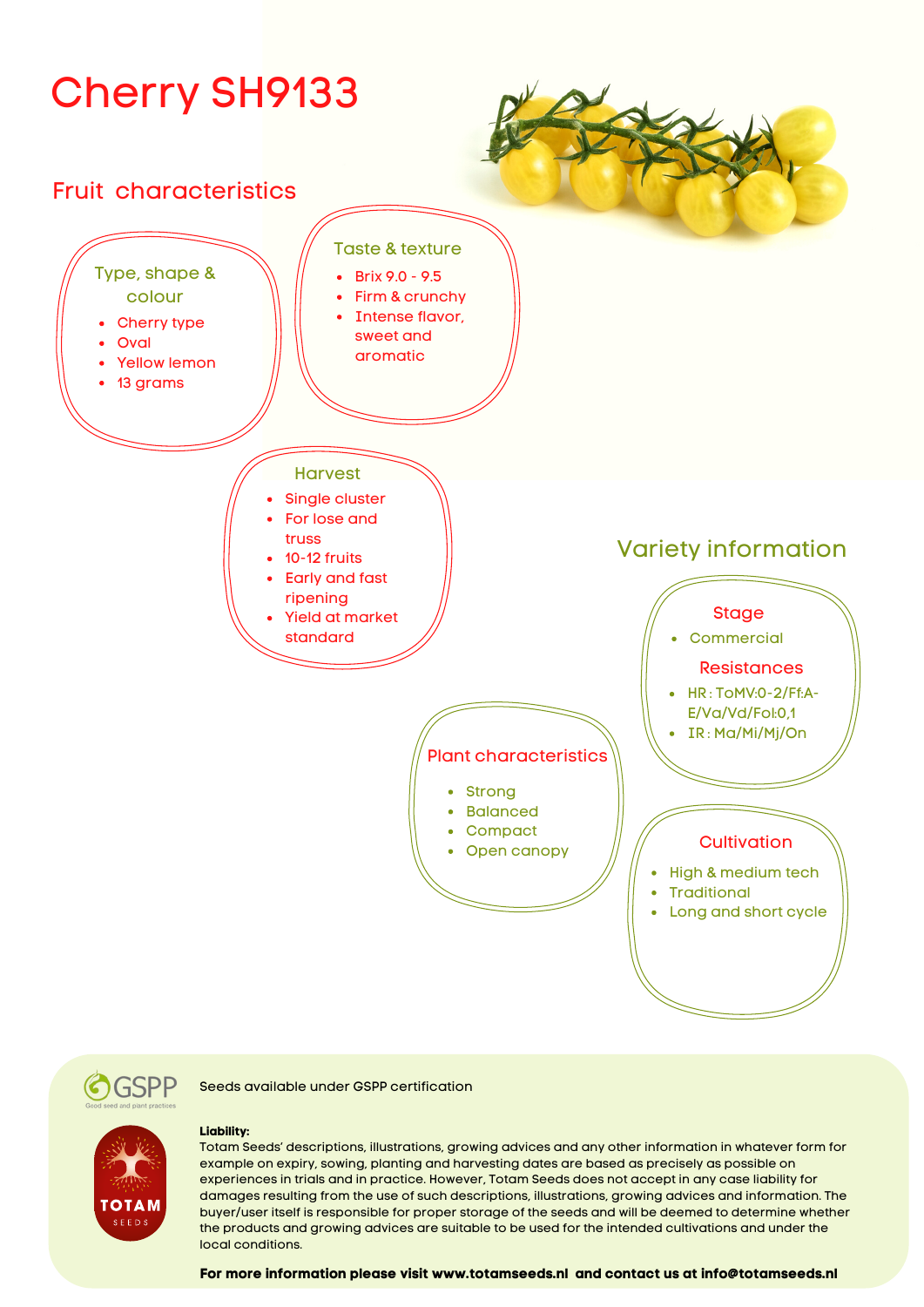# Cherry SH9133

## Fruit characteristics

### Type, shape & colour

- Cherry type
- Oval
- Yellow lemon
- 13 grams

### Taste & texture

- Brix 9.0 - 9.5
- Firm & crunchy
- Intense flavor, sweet and aromatic

### Harvest

- Single cluster
- For lose and truss
- 10-12 fruits
- Early and fast ripening
- Yield at market standard

## Variety information

### Stage

- Commercial

### Resistances

- HR : ToMV:0-2/Ff:A-E/Va/Vd/Fol:0,1
- IR : Ma/Mi/Mj/On

### Plant characteristics

- Strong
- Balanced
- Compact
- Open canopy

### Cultivation

- High & medium tech
- Traditional
- Long and short cycle

GSPP
Good seed and plant practices

Seeds available under GSPP certification

TOTAM SEEDS

**Liability:**
Totam Seeds' descriptions, illustrations, growing advices and any other information in whatever form for example on expiry, sowing, planting and harvesting dates are based as precisely as possible on experiences in trials and in practice. However, Totam Seeds does not accept in any case liability for damages resulting from the use of such descriptions, illustrations, growing advices and information. The buyer/user itself is responsible for proper storage of the seeds and will be deemed to determine whether the products and growing advices are suitable to be used for the intended cultivations and under the local conditions.

**For more information please visit www.totamseeds.nl and contact us at info@totamseeds.nl**